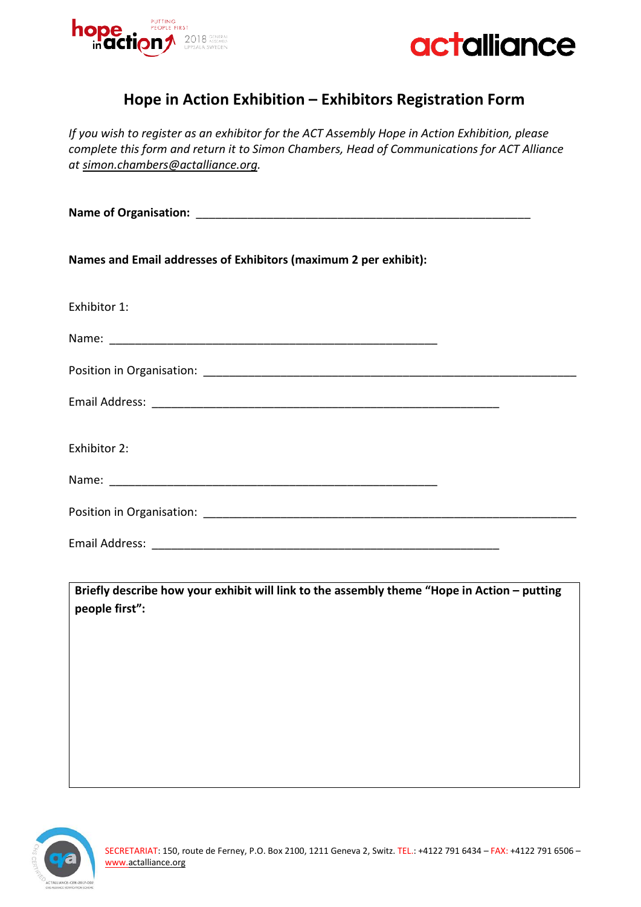# Hope in Action Exhibition – Exhibitors Registration Form

*If you wish to register as an exhibitor for the ACT Assembly Hope in Action Exhibition, please complete this form and return it to Simon Chambers, Head of Communications for ACT Alliance at simon.chambers@actalliance.org.*

**Name of Organisation:** _______________________________________________

**Names and Email addresses of Exhibitors (maximum 2 per exhibit):**

Exhibitor 1:

Name: _______________________________________________

Position in Organisation: _______________________________________________

Email Address: _______________________________________________

Exhibitor 2:

Name: _______________________________________________

Position in Organisation: _______________________________________________

Email Address: _______________________________________________

| **Briefly describe how your exhibit will link to the assembly theme "Hope in Action – putting people first":** |
| --- |
| |

SECRETARIAT: 150, route de Ferney, P.O. Box 2100, 1211 Geneva 2, Switz. TEL.: +4122 791 6434 – FAX: +4122 791 6506 – www.actalliance.org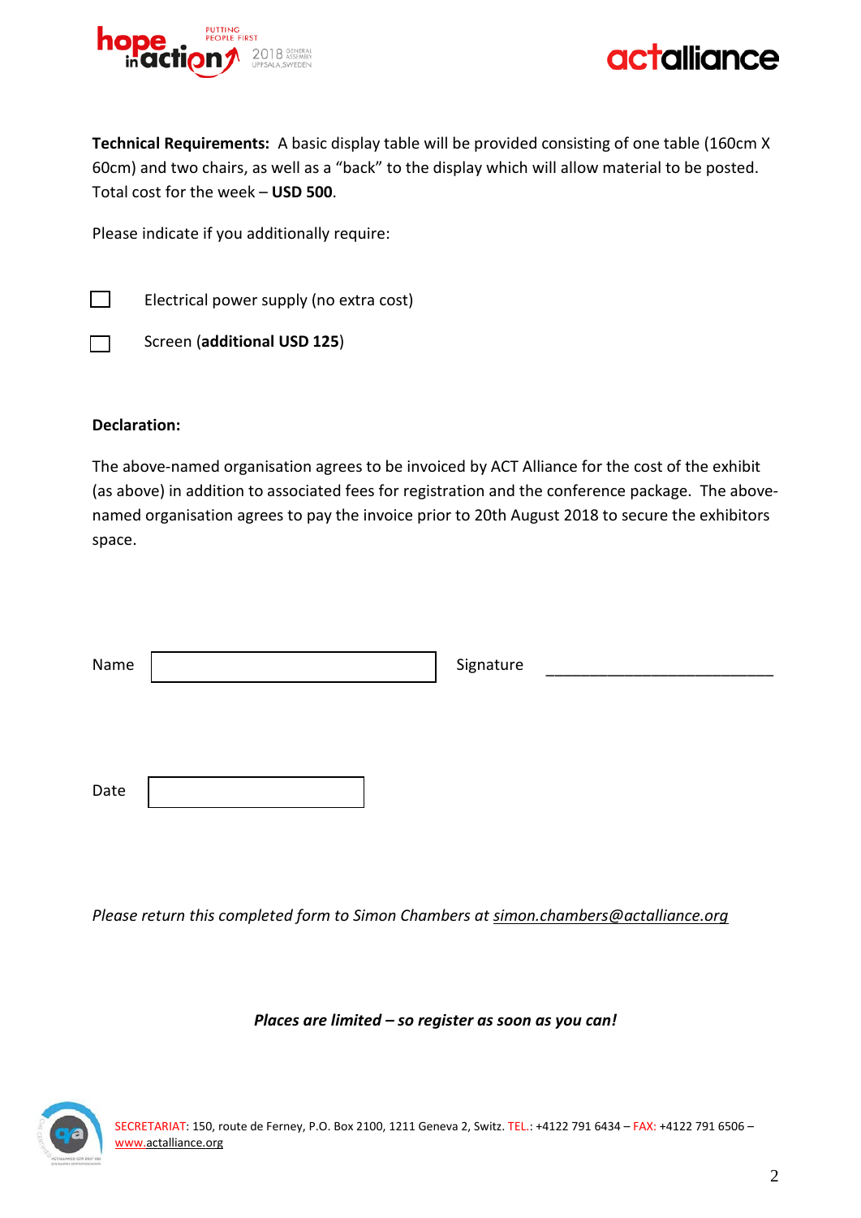**Technical Requirements:** A basic display table will be provided consisting of one table (160cm X 60cm) and two chairs, as well as a “back” to the display which will allow material to be posted. Total cost for the week – **USD 500**.

Please indicate if you additionally require:

☐ Electrical power supply (no extra cost)

☐ Screen (**additional USD 125**)

**Declaration:**

The above-named organisation agrees to be invoiced by ACT Alliance for the cost of the exhibit (as above) in addition to associated fees for registration and the conference package. The above-named organisation agrees to pay the invoice prior to 20th August 2018 to secure the exhibitors space.

Name ____________________ Signature ____________________________

Date ____________________

*Please return this completed form to Simon Chambers at simon.chambers@actalliance.org*

***Places are limited – so register as soon as you can!***

SECRETARIAT: 150, route de Ferney, P.O. Box 2100, 1211 Geneva 2, Switz. TEL.: +4122 791 6434 – FAX: +4122 791 6506 – www.actalliance.org